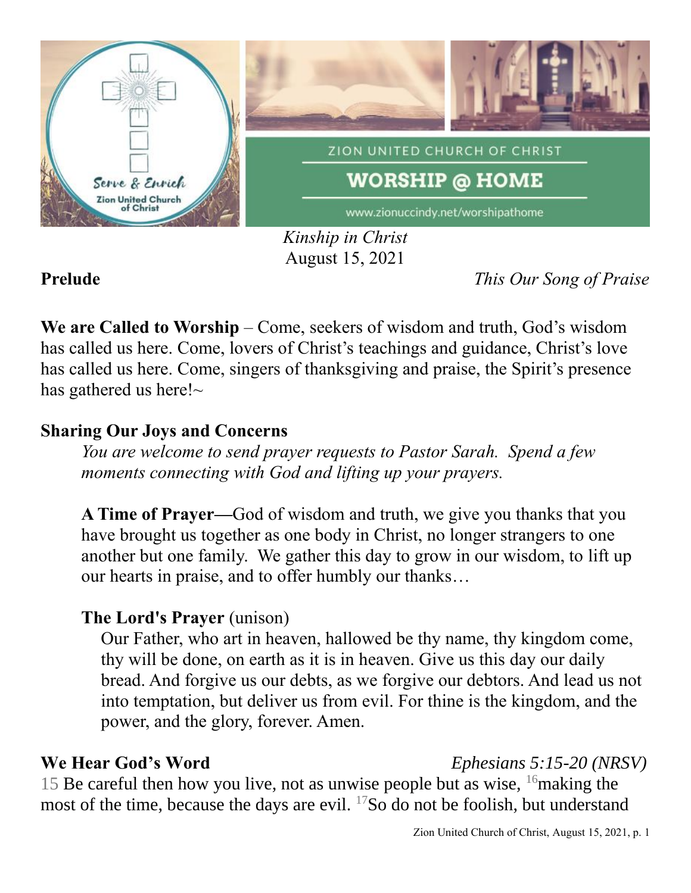ZION UNITED CHURCH OF CHRIST

# WORSHIP @ HOME

www.zionuccindy.net/worshipathome

*Kinship in Christ*
August 15, 2021

**Prelude** *This Our Song of Praise*

**We are Called to Worship** – Come, seekers of wisdom and truth, God's wisdom has called us here. Come, lovers of Christ's teachings and guidance, Christ's love has called us here. Come, singers of thanksgiving and praise, the Spirit's presence has gathered us here!~

**Sharing Our Joys and Concerns**

*You are welcome to send prayer requests to Pastor Sarah. Spend a few moments connecting with God and lifting up your prayers.*

**A Time of Prayer—**God of wisdom and truth, we give you thanks that you have brought us together as one body in Christ, no longer strangers to one another but one family. We gather this day to grow in our wisdom, to lift up our hearts in praise, and to offer humbly our thanks…

**The Lord's Prayer** (unison)

Our Father, who art in heaven, hallowed be thy name, thy kingdom come, thy will be done, on earth as it is in heaven. Give us this day our daily bread. And forgive us our debts, as we forgive our debtors. And lead us not into temptation, but deliver us from evil. For thine is the kingdom, and the power, and the glory, forever. Amen.

**We Hear God's Word** *Ephesians 5:15-20 (NRSV)*

15 Be careful then how you live, not as unwise people but as wise, 16 making the most of the time, because the days are evil. 17 So do not be foolish, but understand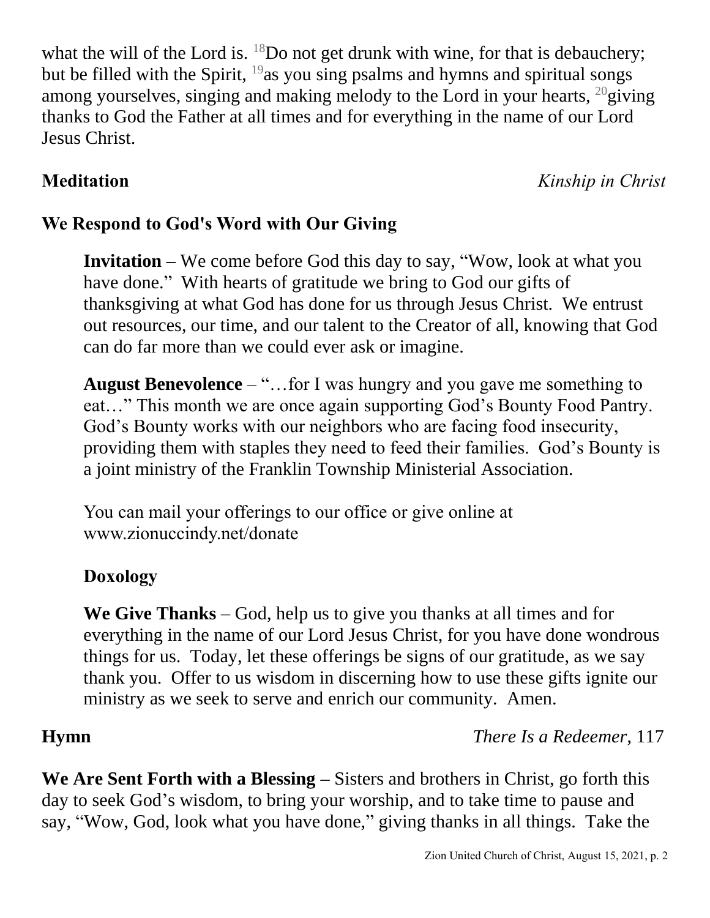what the will of the Lord is. [18]Do not get drunk with wine, for that is debauchery; but be filled with the Spirit, [19]as you sing psalms and hymns and spiritual songs among yourselves, singing and making melody to the Lord in your hearts, [20]giving thanks to God the Father at all times and for everything in the name of our Lord Jesus Christ.

**Meditation** *Kinship in Christ*

## We Respond to God's Word with Our Giving

**Invitation –** We come before God this day to say, "Wow, look at what you have done." With hearts of gratitude we bring to God our gifts of thanksgiving at what God has done for us through Jesus Christ. We entrust out resources, our time, and our talent to the Creator of all, knowing that God can do far more than we could ever ask or imagine.

**August Benevolence** – "…for I was hungry and you gave me something to eat…" This month we are once again supporting God's Bounty Food Pantry. God's Bounty works with our neighbors who are facing food insecurity, providing them with staples they need to feed their families. God's Bounty is a joint ministry of the Franklin Township Ministerial Association.

You can mail your offerings to our office or give online at www.zionuccindy.net/donate

**Doxology**

**We Give Thanks** – God, help us to give you thanks at all times and for everything in the name of our Lord Jesus Christ, for you have done wondrous things for us. Today, let these offerings be signs of our gratitude, as we say thank you. Offer to us wisdom in discerning how to use these gifts ignite our ministry as we seek to serve and enrich our community. Amen.

**Hymn** *There Is a Redeemer*, 117

**We Are Sent Forth with a Blessing –** Sisters and brothers in Christ, go forth this day to seek God's wisdom, to bring your worship, and to take time to pause and say, "Wow, God, look what you have done," giving thanks in all things. Take the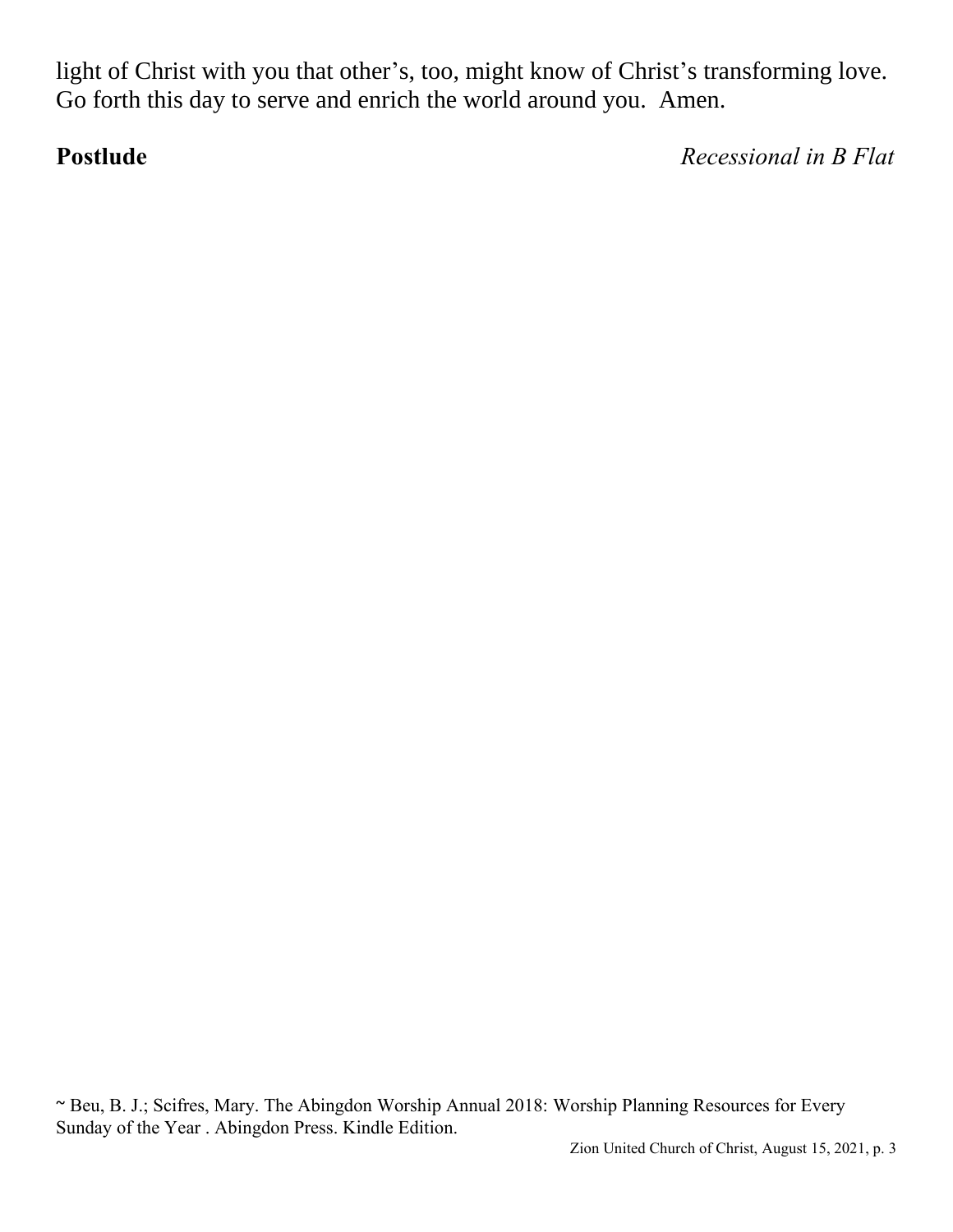light of Christ with you that other's, too, might know of Christ's transforming love. Go forth this day to serve and enrich the world around you. Amen.

**Postlude** *Recessional in B Flat*

~ Beu, B. J.; Scifres, Mary. The Abingdon Worship Annual 2018: Worship Planning Resources for Every Sunday of the Year . Abingdon Press. Kindle Edition.